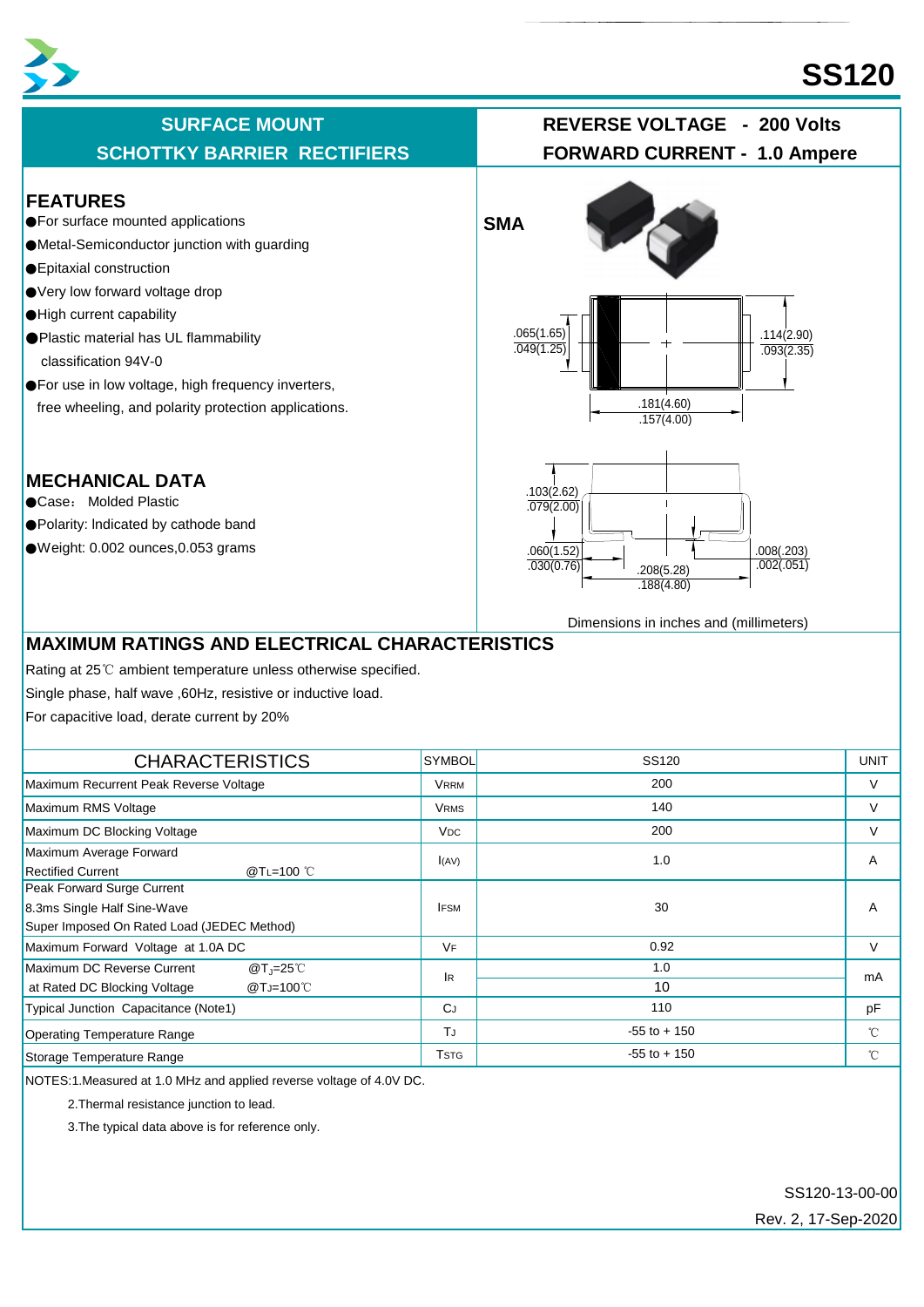# SS120

## SURFACE MOUNT SCHOTTKY BARRIER RECTIFIERS

**REVERSE VOLTAGE - 200 Volts**
**FORWARD CURRENT - 1.0 Ampere**

## FEATURES

- For surface mounted applications
- Metal-Semiconductor junction with guarding
- Epitaxial construction
- Very low forward voltage drop
- High current capability
- Plastic material has UL flammability classification 94V-0
- For use in low voltage, high frequency inverters, free wheeling, and polarity protection applications.

**SMA**

.065(1.65) .049(1.25)
.114(2.90) .093(2.35)
.181(4.60) .157(4.00)
.103(2.62) .079(2.00)
.060(1.52) .030(0.76)
.008(.203) .002(.051)
.208(5.28) .188(4.80)

Dimensions in inches and (millimeters)

## MECHANICAL DATA

- Case: Molded Plastic
- Polarity: Indicated by cathode band
- Weight: 0.002 ounces,0.053 grams

## MAXIMUM RATINGS AND ELECTRICAL CHARACTERISTICS

Rating at 25℃ ambient temperature unless otherwise specified.

Single phase, half wave ,60Hz, resistive or inductive load.

For capacitive load, derate current by 20%

| CHARACTERISTICS | SYMBOL | SS120 | UNIT |
|---|---|---|---|
| Maximum Recurrent Peak Reverse Voltage | $V_{RRM}$ | 200 | V |
| Maximum RMS Voltage | $V_{RMS}$ | 140 | V |
| Maximum DC Blocking Voltage | $V_{DC}$ | 200 | V |
| Maximum Average Forward Rectified Current @$T_L$=100 ℃ | $I_{(AV)}$ | 1.0 | A |
| Peak Forward Surge Current 8.3ms Single Half Sine-Wave Super Imposed On Rated Load (JEDEC Method) | $I_{FSM}$ | 30 | A |
| Maximum Forward Voltage at 1.0A DC | $V_F$ | 0.92 | V |
| Maximum DC Reverse Current @$T_J$=25℃ at Rated DC Blocking Voltage @$T_J$=100℃ | $I_R$ | 1.0 / 10 | mA |
| Typical Junction Capacitance (Note1) | $C_J$ | 110 | pF |
| Operating Temperature Range | $T_J$ | -55 to + 150 | ℃ |
| Storage Temperature Range | $T_{STG}$ | -55 to + 150 | ℃ |

NOTES:1.Measured at 1.0 MHz and applied reverse voltage of 4.0V DC.

2.Thermal resistance junction to lead.

3.The typical data above is for reference only.

SS120-13-00-00

Rev. 2, 17-Sep-2020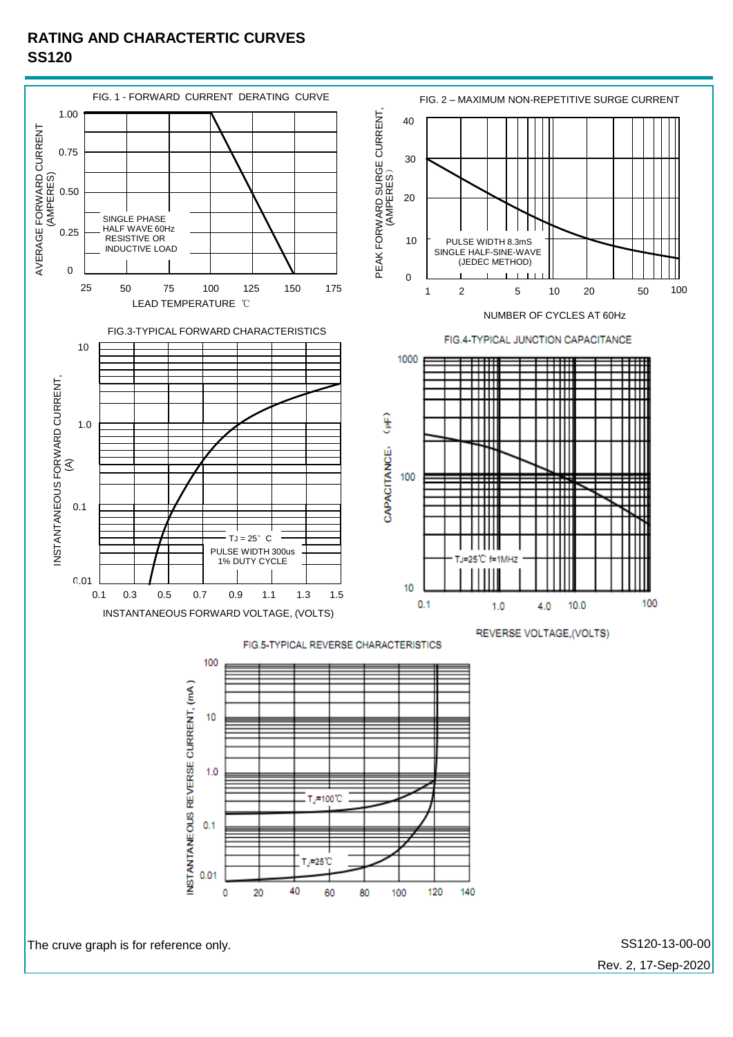# RATING AND CHARACTERTIC CURVES
## SS120

FIG. 1 - FORWARD CURRENT DERATING CURVE

AVERAGE FORWARD CURRENT (AMPERES)

1.00, 0.75, 0.50, 0.25, 0

SINGLE PHASE HALF WAVE 60Hz RESISTIVE OR INDUCTIVE LOAD

25, 50, 75, 100, 125, 150, 175

LEAD TEMPERATURE ℃

FIG. 2 – MAXIMUM NON-REPETITIVE SURGE CURRENT

PEAK FORWARD SURGE CURRENT, (AMPERES)

40, 30, 20, 10, 0

PULSE WIDTH 8.3mS SINGLE HALF-SINE-WAVE (JEDEC METHOD)

1, 2, 5, 10, 20, 50, 100

NUMBER OF CYCLES AT 60Hz

FIG.3-TYPICAL FORWARD CHARACTERISTICS

INSTANTANEOUS FORWARD CURRENT, (A)

10, 1.0, 0.1, 0.01

TJ = 25° C

PULSE WIDTH 300us 1% DUTY CYCLE

0.1, 0.3, 0.5, 0.7, 0.9, 1.1, 1.3, 1.5

INSTANTANEOUS FORWARD VOLTAGE, (VOLTS)

FIG.4-TYPICAL JUNCTION CAPACITANCE

CAPACITANCE, (pF)

1000, 100, 10

TJ=25℃ f=1MHz

0.1, 1.0, 4.0, 10.0, 100

REVERSE VOLTAGE,(VOLTS)

FIG.5-TYPICAL REVERSE CHARACTERISTICS

INSTANTANEOUS REVERSE CURRENT, (mA)

100, 10, 1.0, 0.1, 0.01

$T_J$=100℃

$T_J$=25℃

0, 20, 40, 60, 80, 100, 120, 140

The cruve graph is for reference only.

SS120-13-00-00

Rev. 2, 17-Sep-2020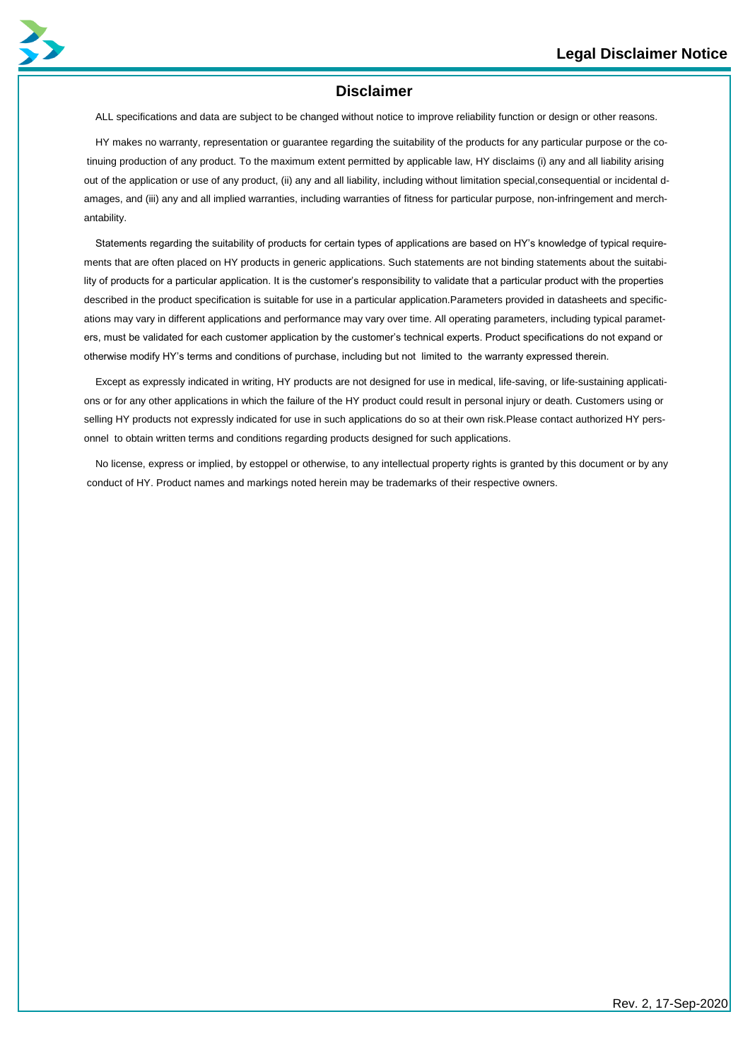# Disclaimer

ALL specifications and data are subject to be changed without notice to improve reliability function or design or other reasons.

HY makes no warranty, representation or guarantee regarding the suitability of the products for any particular purpose or the cotinuing production of any product. To the maximum extent permitted by applicable law, HY disclaims (i) any and all liability arising out of the application or use of any product, (ii) any and all liability, including without limitation special,consequential or incidental damages, and (iii) any and all implied warranties, including warranties of fitness for particular purpose, non-infringement and merchantability.

Statements regarding the suitability of products for certain types of applications are based on HY's knowledge of typical requirements that are often placed on HY products in generic applications. Such statements are not binding statements about the suitability of products for a particular application. It is the customer's responsibility to validate that a particular product with the properties described in the product specification is suitable for use in a particular application.Parameters provided in datasheets and specifications may vary in different applications and performance may vary over time. All operating parameters, including typical parameters, must be validated for each customer application by the customer's technical experts. Product specifications do not expand or otherwise modify HY's terms and conditions of purchase, including but not limited to the warranty expressed therein.

Except as expressly indicated in writing, HY products are not designed for use in medical, life-saving, or life-sustaining applications or for any other applications in which the failure of the HY product could result in personal injury or death. Customers using or selling HY products not expressly indicated for use in such applications do so at their own risk.Please contact authorized HY personnel to obtain written terms and conditions regarding products designed for such applications.

No license, express or implied, by estoppel or otherwise, to any intellectual property rights is granted by this document or by any conduct of HY. Product names and markings noted herein may be trademarks of their respective owners.

Rev. 2, 17-Sep-2020